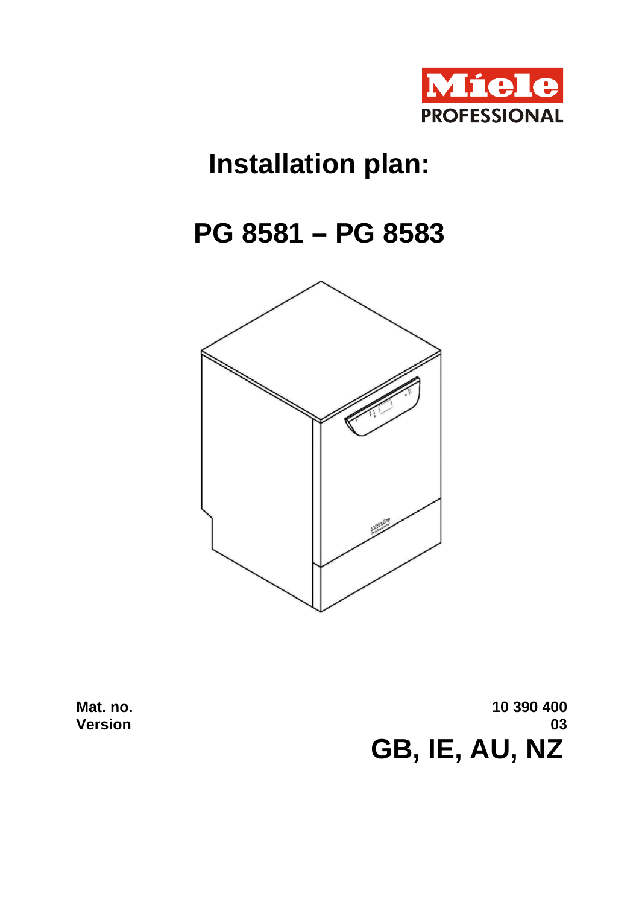Miele PROFESSIONAL

# Installation plan:

# PG 8581 – PG 8583

**Mat. no.** **10 390 400**
**Version** **03**

**GB, IE, AU, NZ**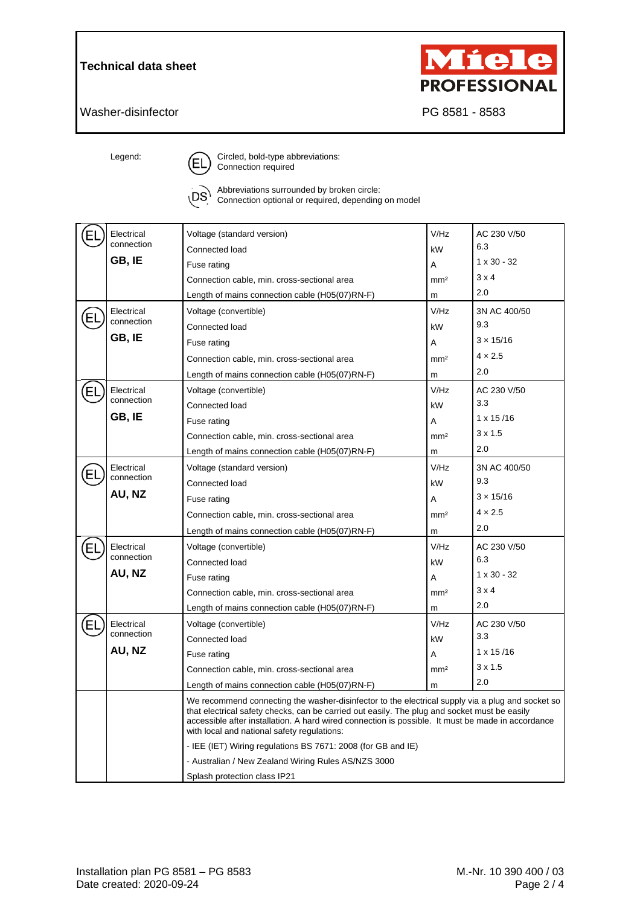**Technical data sheet**

Washer-disinfector

**Miele PROFESSIONAL**

PG 8581 - 8583

Legend:

(EL) Circled, bold-type abbreviations: Connection required

(DS) Abbreviations surrounded by broken circle: Connection optional or required, depending on model

| | | | | |
|---|---|---|---|---|
| EL | Electrical connection **GB, IE** | Voltage (standard version) | V/Hz | AC 230 V/50 |
| | | Connected load | kW | 6.3 |
| | | Fuse rating | A | 1 x 30 - 32 |
| | | Connection cable, min. cross-sectional area | mm² | 3 x 4 |
| | | Length of mains connection cable (H05(07)RN-F) | m | 2.0 |
| EL | Electrical connection **GB, IE** | Voltage (convertible) | V/Hz | 3N AC 400/50 |
| | | Connected load | kW | 9.3 |
| | | Fuse rating | A | 3 × 15/16 |
| | | Connection cable, min. cross-sectional area | mm² | 4 × 2.5 |
| | | Length of mains connection cable (H05(07)RN-F) | m | 2.0 |
| EL | Electrical connection **GB, IE** | Voltage (convertible) | V/Hz | AC 230 V/50 |
| | | Connected load | kW | 3.3 |
| | | Fuse rating | A | 1 x 15 /16 |
| | | Connection cable, min. cross-sectional area | mm² | 3 x 1.5 |
| | | Length of mains connection cable (H05(07)RN-F) | m | 2.0 |
| EL | Electrical connection **AU, NZ** | Voltage (standard version) | V/Hz | 3N AC 400/50 |
| | | Connected load | kW | 9.3 |
| | | Fuse rating | A | 3 × 15/16 |
| | | Connection cable, min. cross-sectional area | mm² | 4 × 2.5 |
| | | Length of mains connection cable (H05(07)RN-F) | m | 2.0 |
| EL | Electrical connection **AU, NZ** | Voltage (convertible) | V/Hz | AC 230 V/50 |
| | | Connected load | kW | 6.3 |
| | | Fuse rating | A | 1 x 30 - 32 |
| | | Connection cable, min. cross-sectional area | mm² | 3 x 4 |
| | | Length of mains connection cable (H05(07)RN-F) | m | 2.0 |
| EL | Electrical connection **AU, NZ** | Voltage (convertible) | V/Hz | AC 230 V/50 |
| | | Connected load | kW | 3.3 |
| | | Fuse rating | A | 1 x 15 /16 |
| | | Connection cable, min. cross-sectional area | mm² | 3 x 1.5 |
| | | Length of mains connection cable (H05(07)RN-F) | m | 2.0 |
| | | We recommend connecting the washer-disinfector to the electrical supply via a plug and socket so that electrical safety checks, can be carried out easily. The plug and socket must be easily accessible after installation. A hard wired connection is possible. It must be made in accordance with local and national safety regulations: | | |
| | | - IEE (IET) Wiring regulations BS 7671: 2008 (for GB and IE) | | |
| | | - Australian / New Zealand Wiring Rules AS/NZS 3000 | | |
| | | Splash protection class IP21 | | |

Installation plan PG 8581 – PG 8583
Date created: 2020-09-24

M.-Nr. 10 390 400 / 03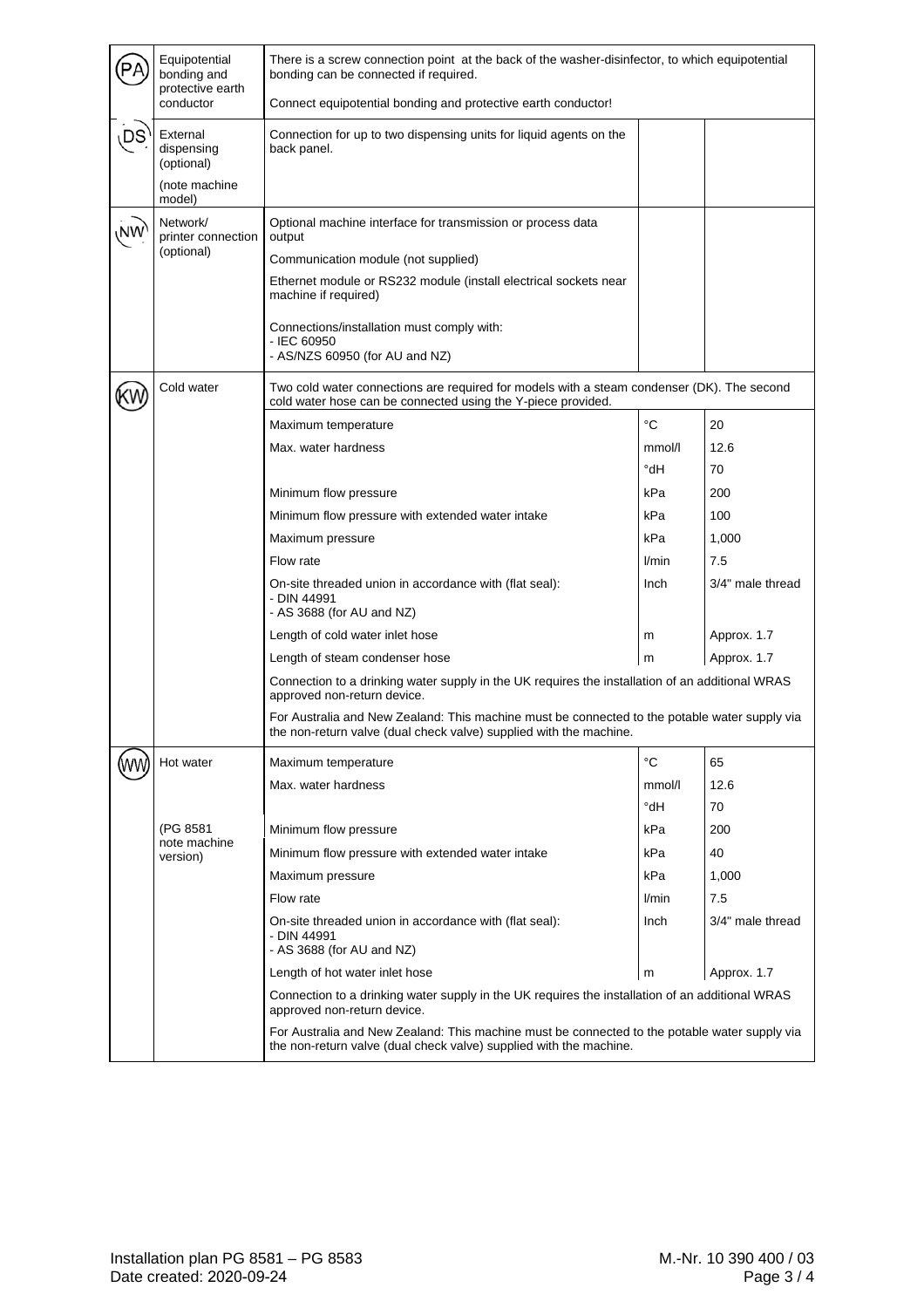| Symbol | Connection | Description | Unit | Value |
|---|---|---|---|---|
| PA | Equipotential bonding and protective earth conductor | There is a screw connection point at the back of the washer-disinfector, to which equipotential bonding can be connected if required. | | |
| | | Connect equipotential bonding and protective earth conductor! | | |
| DS | External dispensing (optional) (note machine model) | Connection for up to two dispensing units for liquid agents on the back panel. | | |
| NW | Network/ printer connection (optional) | Optional machine interface for transmission or process data output | | |
| | | Communication module (not supplied) | | |
| | | Ethernet module or RS232 module (install electrical sockets near machine if required) | | |
| | | Connections/installation must comply with: - IEC 60950 - AS/NZS 60950 (for AU and NZ) | | |
| KW | Cold water | Two cold water connections are required for models with a steam condenser (DK). The second cold water hose can be connected using the Y-piece provided. | | |
| | | Maximum temperature | °C | 20 |
| | | Max. water hardness | mmol/l | 12.6 |
| | | | °dH | 70 |
| | | Minimum flow pressure | kPa | 200 |
| | | Minimum flow pressure with extended water intake | kPa | 100 |
| | | Maximum pressure | kPa | 1,000 |
| | | Flow rate | l/min | 7.5 |
| | | On-site threaded union in accordance with (flat seal): - DIN 44991 - AS 3688 (for AU and NZ) | Inch | 3/4" male thread |
| | | Length of cold water inlet hose | m | Approx. 1.7 |
| | | Length of steam condenser hose | m | Approx. 1.7 |
| | | Connection to a drinking water supply in the UK requires the installation of an additional WRAS approved non-return device. | | |
| | | For Australia and New Zealand: This machine must be connected to the potable water supply via the non-return valve (dual check valve) supplied with the machine. | | |
| WW | Hot water (PG 8581 note machine version) | Maximum temperature | °C | 65 |
| | | Max. water hardness | mmol/l | 12.6 |
| | | | °dH | 70 |
| | | Minimum flow pressure | kPa | 200 |
| | | Minimum flow pressure with extended water intake | kPa | 40 |
| | | Maximum pressure | kPa | 1,000 |
| | | Flow rate | l/min | 7.5 |
| | | On-site threaded union in accordance with (flat seal): - DIN 44991 - AS 3688 (for AU and NZ) | Inch | 3/4" male thread |
| | | Length of hot water inlet hose | m | Approx. 1.7 |
| | | Connection to a drinking water supply in the UK requires the installation of an additional WRAS approved non-return device. | | |
| | | For Australia and New Zealand: This machine must be connected to the potable water supply via the non-return valve (dual check valve) supplied with the machine. | | |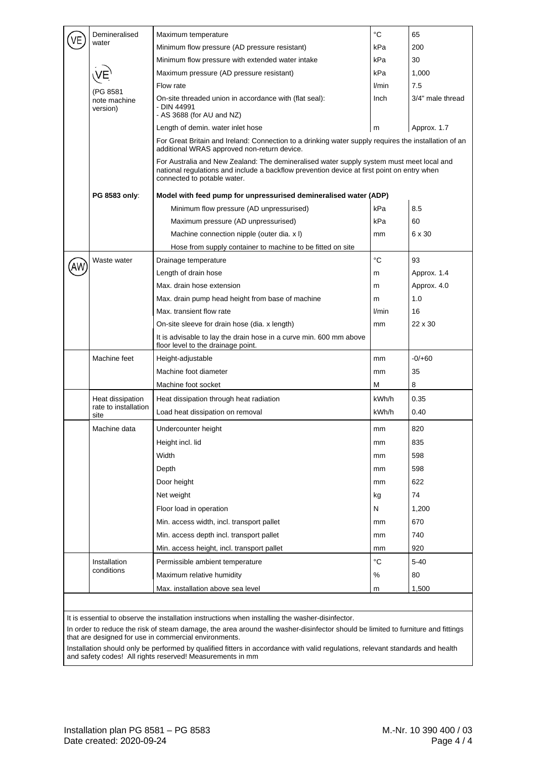| | | | | |
|---|---|---|---|---|
| VE | Demineralised water | Maximum temperature | °C | 65 |
| | | Minimum flow pressure (AD pressure resistant) | kPa | 200 |
| | VE | Minimum flow pressure with extended water intake | kPa | 30 |
| | | Maximum pressure (AD pressure resistant) | kPa | 1,000 |
| | (PG 8581 note machine version) | Flow rate | l/min | 7.5 |
| | | On-site threaded union in accordance with (flat seal): - DIN 44991 - AS 3688 (for AU and NZ) | Inch | 3/4" male thread |
| | | Length of demin. water inlet hose | m | Approx. 1.7 |
| | | For Great Britain and Ireland: Connection to a drinking water supply requires the installation of an additional WRAS approved non-return device. | | |
| | | For Australia and New Zealand: The demineralised water supply system must meet local and national regulations and include a backflow prevention device at first point on entry when connected to potable water. | | |
| | **PG 8583 only**: | **Model with feed pump for unpressurised demineralised water (ADP)** | | |
| | | Minimum flow pressure (AD unpressurised) | kPa | 8.5 |
| | | Maximum pressure (AD unpressurised) | kPa | 60 |
| | | Machine connection nipple (outer dia. x l) | mm | 6 x 30 |
| | | Hose from supply container to machine to be fitted on site | | |
| AW | Waste water | Drainage temperature | °C | 93 |
| | | Length of drain hose | m | Approx. 1.4 |
| | | Max. drain hose extension | m | Approx. 4.0 |
| | | Max. drain pump head height from base of machine | m | 1.0 |
| | | Max. transient flow rate | l/min | 16 |
| | | On-site sleeve for drain hose (dia. x length) | mm | 22 x 30 |
| | | It is advisable to lay the drain hose in a curve min. 600 mm above floor level to the drainage point. | | |
| | Machine feet | Height-adjustable | mm | -0/+60 |
| | | Machine foot diameter | mm | 35 |
| | | Machine foot socket | M | 8 |
| | Heat dissipation rate to installation site | Heat dissipation through heat radiation | kWh/h | 0.35 |
| | | Load heat dissipation on removal | kWh/h | 0.40 |
| | Machine data | Undercounter height | mm | 820 |
| | | Height incl. lid | mm | 835 |
| | | Width | mm | 598 |
| | | Depth | mm | 598 |
| | | Door height | mm | 622 |
| | | Net weight | kg | 74 |
| | | Floor load in operation | N | 1,200 |
| | | Min. access width, incl. transport pallet | mm | 670 |
| | | Min. access depth incl. transport pallet | mm | 740 |
| | | Min. access height, incl. transport pallet | mm | 920 |
| | Installation conditions | Permissible ambient temperature | °C | 5-40 |
| | | Maximum relative humidity | % | 80 |
| | | Max. installation above sea level | m | 1,500 |

It is essential to observe the installation instructions when installing the washer-disinfector.

In order to reduce the risk of steam damage, the area around the washer-disinfector should be limited to furniture and fittings that are designed for use in commercial environments.

Installation should only be performed by qualified fitters in accordance with valid regulations, relevant standards and health and safety codes! All rights reserved! Measurements in mm

Installation plan PG 8581 – PG 8583
Date created: 2020-09-24

M.-Nr. 10 390 400 / 03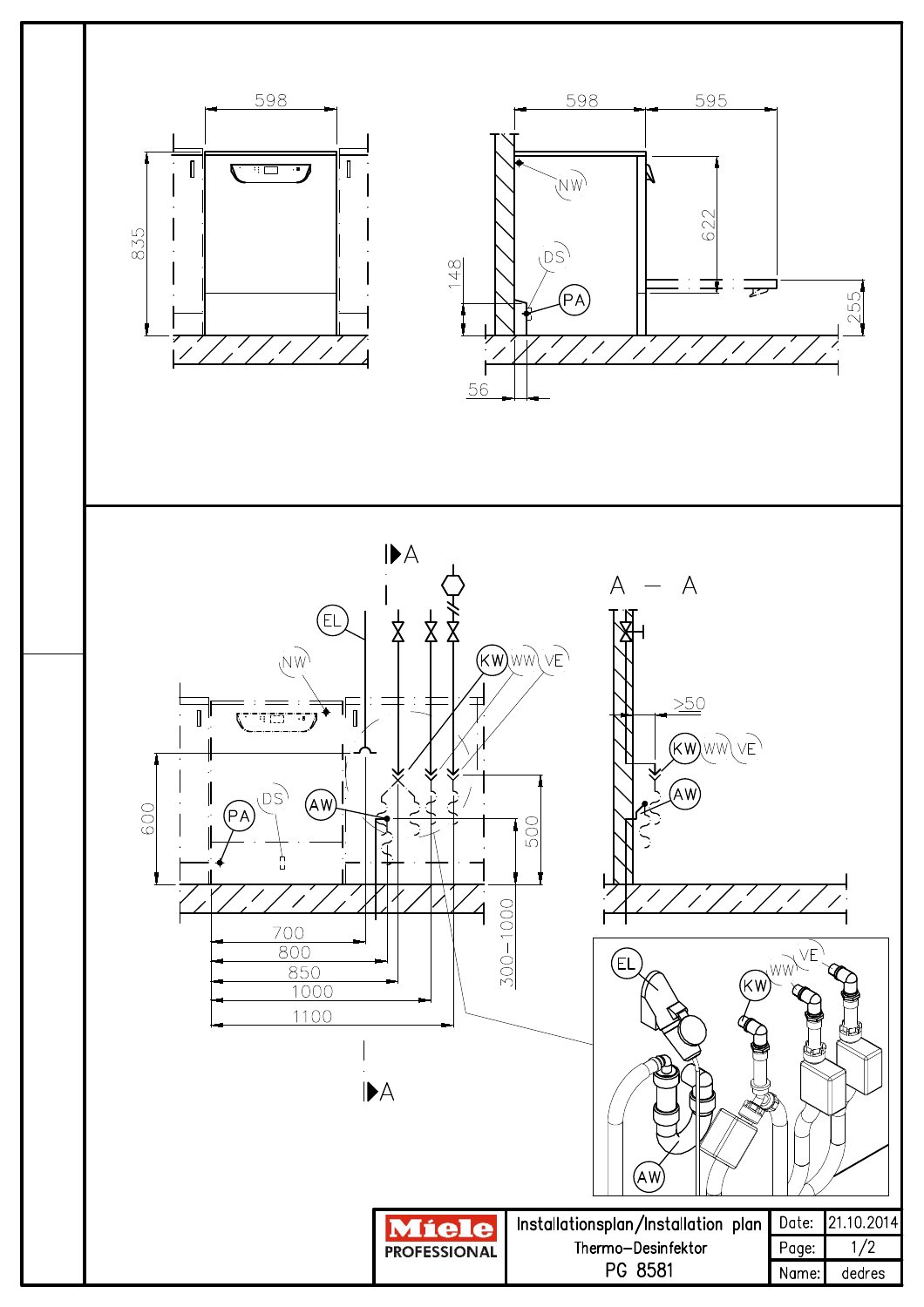598

835

598 595

NW

622

DS

148

PA

255

56

A

A — A

EL

NW

KW WW VE

>50

KW WW VE

600

DS

PA

AW

AW

500

700

800

850

1000

1100

300–1000

A

EL

VE

WW

KW

AW

| Miele PROFESSIONAL | Installationsplan/Installation plan Thermo–Desinfektor PG 8581 | Date: | 21.10.2014 |
|---|---|---|---|
| | | Page: | 1/2 |
| | | Name: | dedres |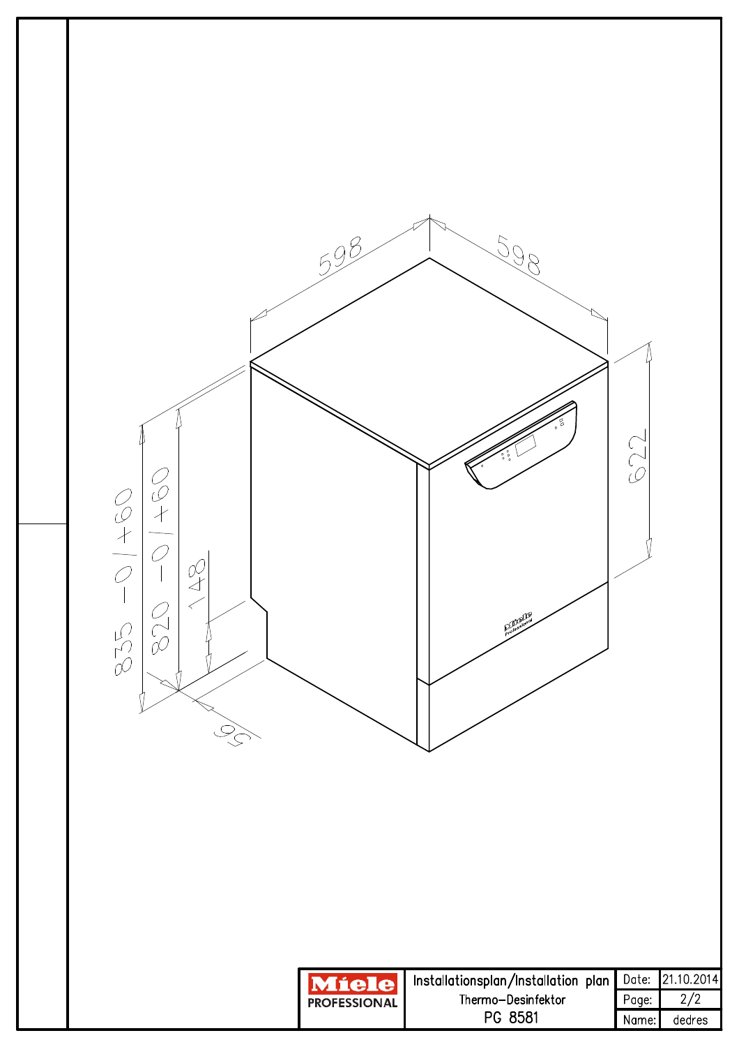598

598

622

835 -0/+60

820 -0/+60

148

56

| Miele PROFESSIONAL | Installationsplan/Installation plan<br>Thermo–Desinfektor<br>PG 8581 | Date: | 21.10.2014 |
|---|---|---|---|
| | | Page: | 2/2 |
| | | Name: | dedres |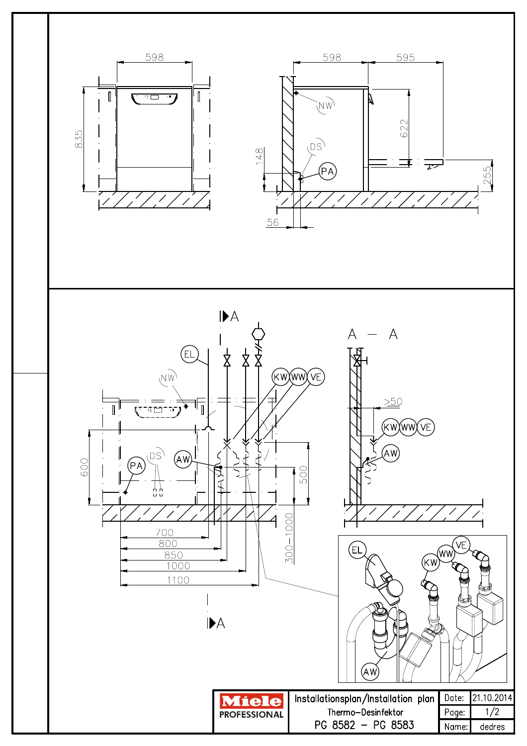598

835

598 595

NW

622

DS

148

PA

255

56

A

A — A

EL

NW

KW WW VE

>50

KW WW VE

600

DS

AW

PA

AW

500

700

800

850

1000

1100

300–1000

EL

VE

WW

KW

AW

A

| Miele PROFESSIONAL | Installationsplan/Installation plan<br>Thermo–Desinfektor<br>PG 8582 – PG 8583 | Date: | 21.10.2014 |
|---|---|---|---|
| | | Page: | 1/2 |
| | | Name: | dedres |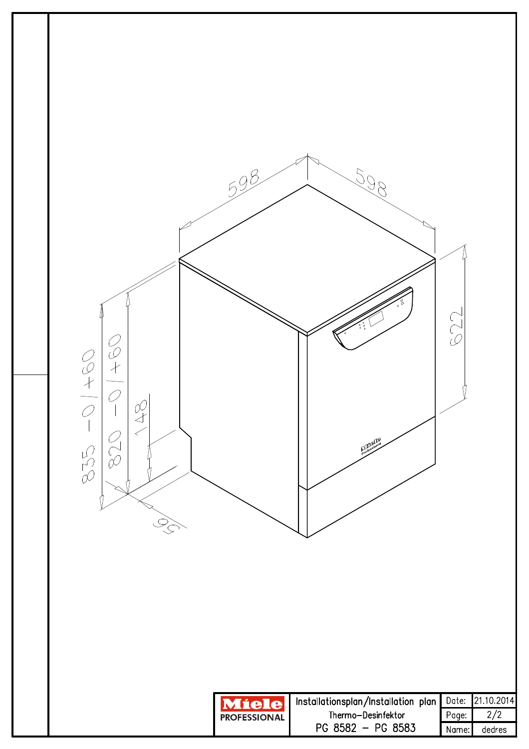598

598

622

835 -0/+60

820 -0/+60

148

95

| | | | |
|---|---|---|---|
| Miele PROFESSIONAL | Installationsplan/Installation plan | Date: | 21.10.2014 |
| | Thermo–Desinfektor | Page: | 2/2 |
| | PG 8582 – PG 8583 | Name: | dedres |